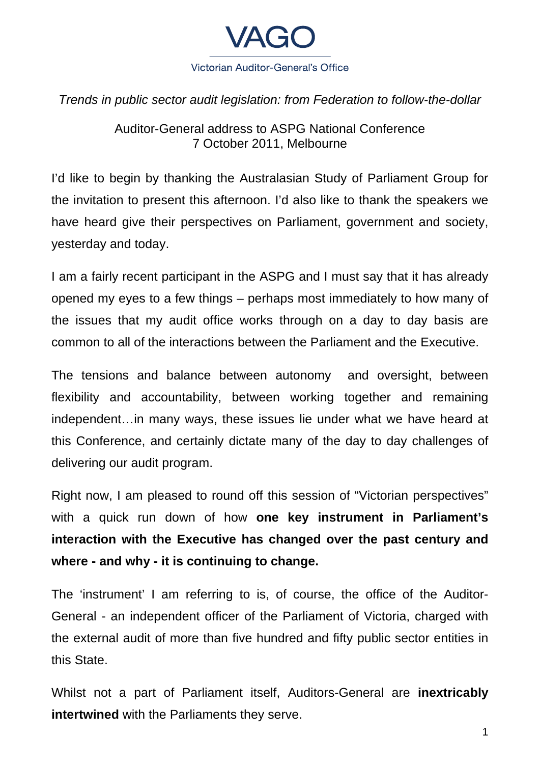VAGO

Victorian Auditor-General's Office

*Trends in public sector audit legislation: from Federation to follow-the-dollar*

Auditor-General address to ASPG National Conference
7 October 2011, Melbourne

I'd like to begin by thanking the Australasian Study of Parliament Group for the invitation to present this afternoon. I'd also like to thank the speakers we have heard give their perspectives on Parliament, government and society, yesterday and today.

I am a fairly recent participant in the ASPG and I must say that it has already opened my eyes to a few things – perhaps most immediately to how many of the issues that my audit office works through on a day to day basis are common to all of the interactions between the Parliament and the Executive.

The tensions and balance between autonomy and oversight, between flexibility and accountability, between working together and remaining independent…in many ways, these issues lie under what we have heard at this Conference, and certainly dictate many of the day to day challenges of delivering our audit program.

Right now, I am pleased to round off this session of "Victorian perspectives" with a quick run down of how **one key instrument in Parliament's interaction with the Executive has changed over the past century and where - and why - it is continuing to change.**

The 'instrument' I am referring to is, of course, the office of the Auditor-General - an independent officer of the Parliament of Victoria, charged with the external audit of more than five hundred and fifty public sector entities in this State.

Whilst not a part of Parliament itself, Auditors-General are **inextricably intertwined** with the Parliaments they serve.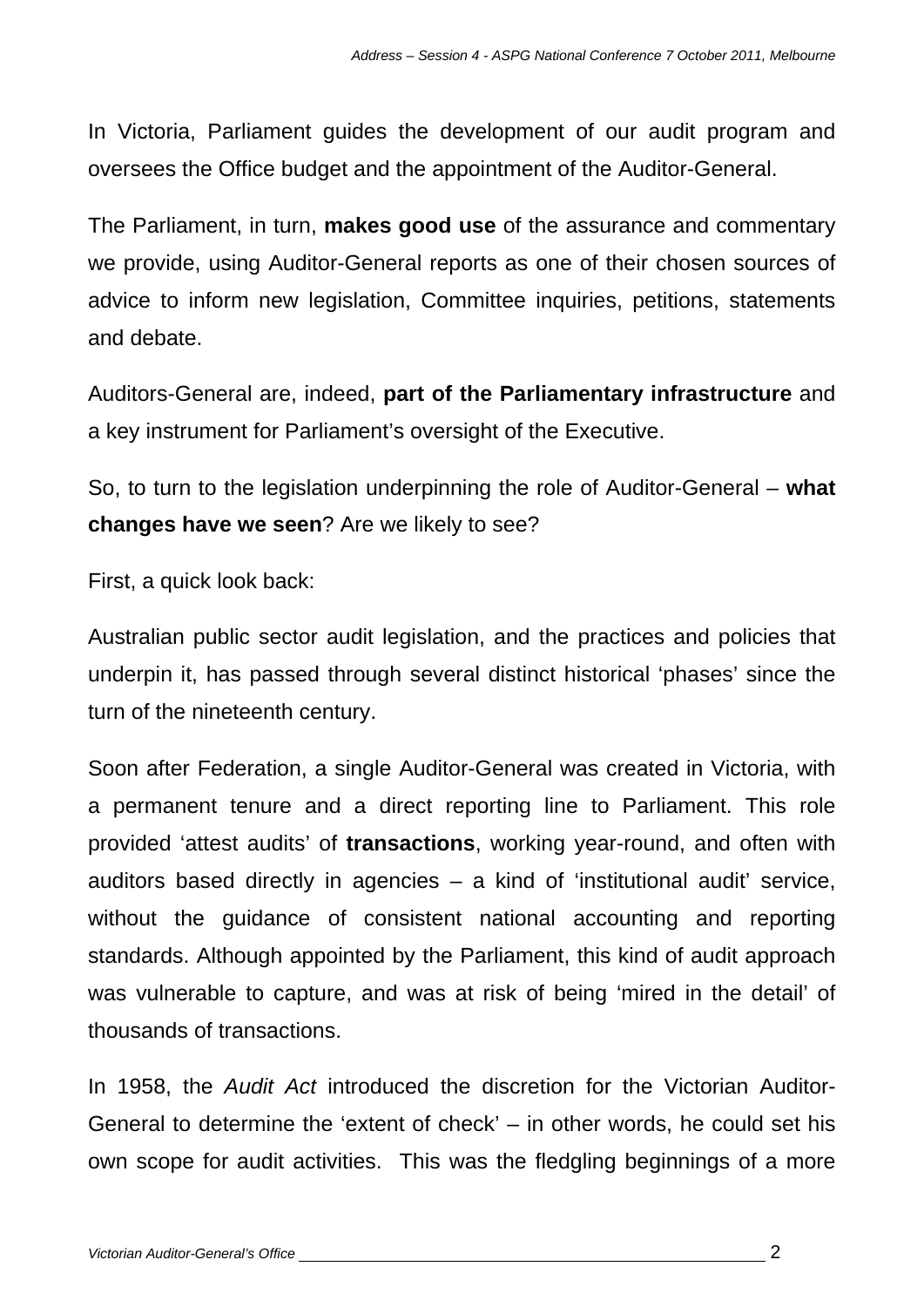In Victoria, Parliament guides the development of our audit program and oversees the Office budget and the appointment of the Auditor-General.

The Parliament, in turn, **makes good use** of the assurance and commentary we provide, using Auditor-General reports as one of their chosen sources of advice to inform new legislation, Committee inquiries, petitions, statements and debate.

Auditors-General are, indeed, **part of the Parliamentary infrastructure** and a key instrument for Parliament's oversight of the Executive.

So, to turn to the legislation underpinning the role of Auditor-General – **what changes have we seen**? Are we likely to see?

First, a quick look back:

Australian public sector audit legislation, and the practices and policies that underpin it, has passed through several distinct historical 'phases' since the turn of the nineteenth century.

Soon after Federation, a single Auditor-General was created in Victoria, with a permanent tenure and a direct reporting line to Parliament. This role provided 'attest audits' of **transactions**, working year-round, and often with auditors based directly in agencies – a kind of 'institutional audit' service, without the guidance of consistent national accounting and reporting standards. Although appointed by the Parliament, this kind of audit approach was vulnerable to capture, and was at risk of being 'mired in the detail' of thousands of transactions.

In 1958, the *Audit Act* introduced the discretion for the Victorian Auditor-General to determine the 'extent of check' – in other words, he could set his own scope for audit activities. This was the fledgling beginnings of a more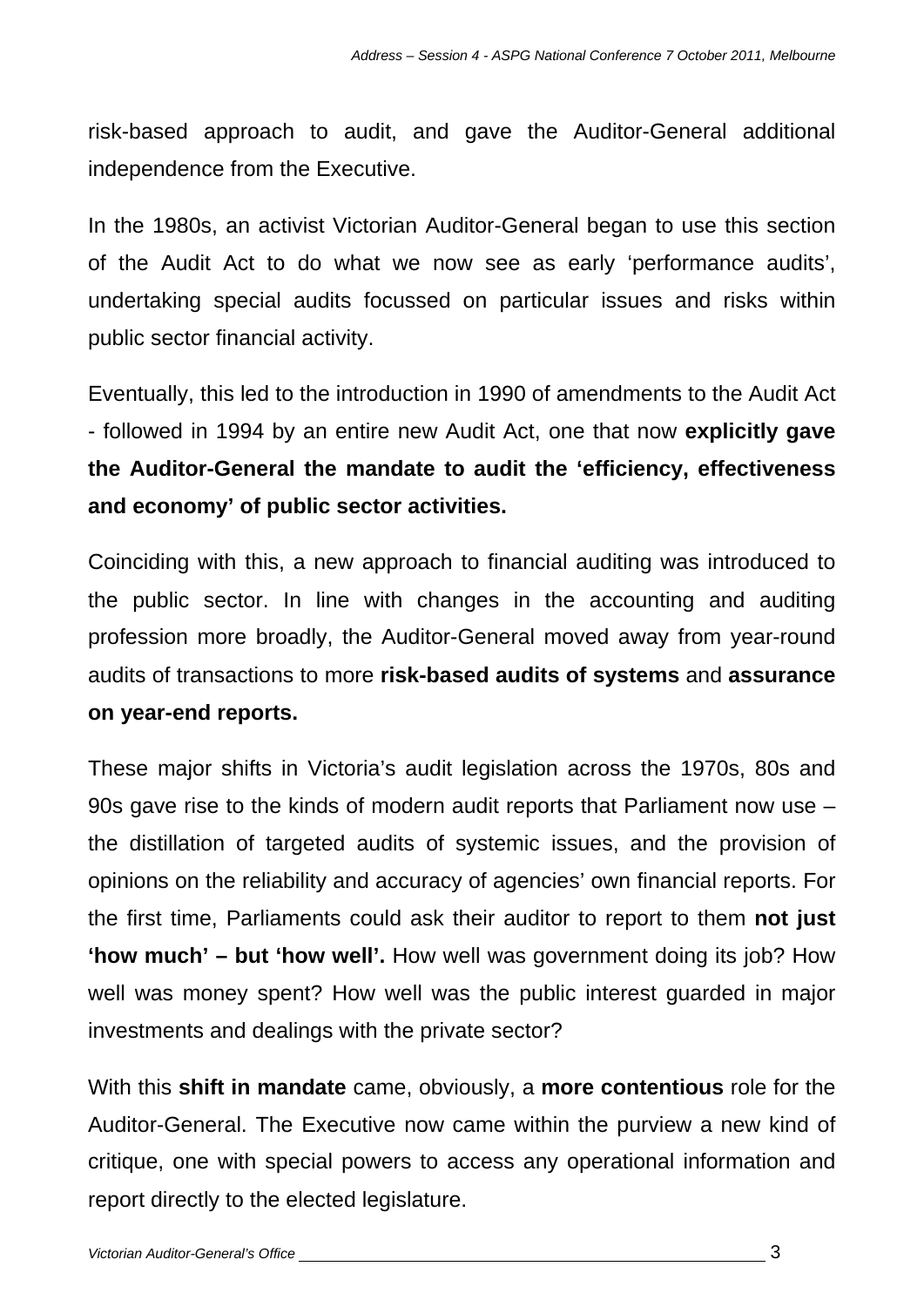risk-based approach to audit, and gave the Auditor-General additional independence from the Executive.

In the 1980s, an activist Victorian Auditor-General began to use this section of the Audit Act to do what we now see as early 'performance audits', undertaking special audits focussed on particular issues and risks within public sector financial activity.

Eventually, this led to the introduction in 1990 of amendments to the Audit Act - followed in 1994 by an entire new Audit Act, one that now **explicitly gave the Auditor-General the mandate to audit the 'efficiency, effectiveness and economy' of public sector activities.**

Coinciding with this, a new approach to financial auditing was introduced to the public sector. In line with changes in the accounting and auditing profession more broadly, the Auditor-General moved away from year-round audits of transactions to more **risk-based audits of systems** and **assurance on year-end reports.**

These major shifts in Victoria's audit legislation across the 1970s, 80s and 90s gave rise to the kinds of modern audit reports that Parliament now use – the distillation of targeted audits of systemic issues, and the provision of opinions on the reliability and accuracy of agencies' own financial reports. For the first time, Parliaments could ask their auditor to report to them **not just 'how much' – but 'how well'.** How well was government doing its job? How well was money spent? How well was the public interest guarded in major investments and dealings with the private sector?

With this **shift in mandate** came, obviously, a **more contentious** role for the Auditor-General. The Executive now came within the purview a new kind of critique, one with special powers to access any operational information and report directly to the elected legislature.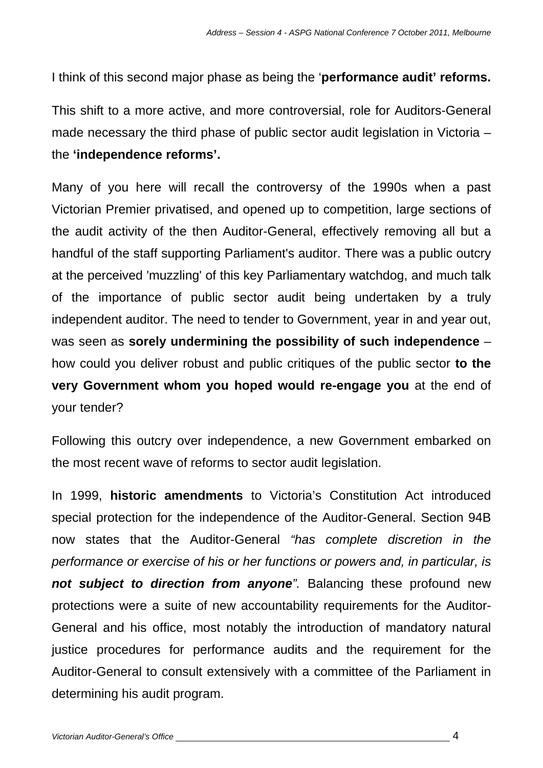I think of this second major phase as being the '**performance audit' reforms.**

This shift to a more active, and more controversial, role for Auditors-General made necessary the third phase of public sector audit legislation in Victoria – the **'independence reforms'.**

Many of you here will recall the controversy of the 1990s when a past Victorian Premier privatised, and opened up to competition, large sections of the audit activity of the then Auditor-General, effectively removing all but a handful of the staff supporting Parliament's auditor. There was a public outcry at the perceived 'muzzling' of this key Parliamentary watchdog, and much talk of the importance of public sector audit being undertaken by a truly independent auditor. The need to tender to Government, year in and year out, was seen as **sorely undermining the possibility of such independence** – how could you deliver robust and public critiques of the public sector **to the very Government whom you hoped would re-engage you** at the end of your tender?

Following this outcry over independence, a new Government embarked on the most recent wave of reforms to sector audit legislation.

In 1999, **historic amendments** to Victoria's Constitution Act introduced special protection for the independence of the Auditor-General. Section 94B now states that the Auditor-General *"has complete discretion in the performance or exercise of his or her functions or powers and, in particular, is **not subject to direction from anyone**".* Balancing these profound new protections were a suite of new accountability requirements for the Auditor-General and his office, most notably the introduction of mandatory natural justice procedures for performance audits and the requirement for the Auditor-General to consult extensively with a committee of the Parliament in determining his audit program.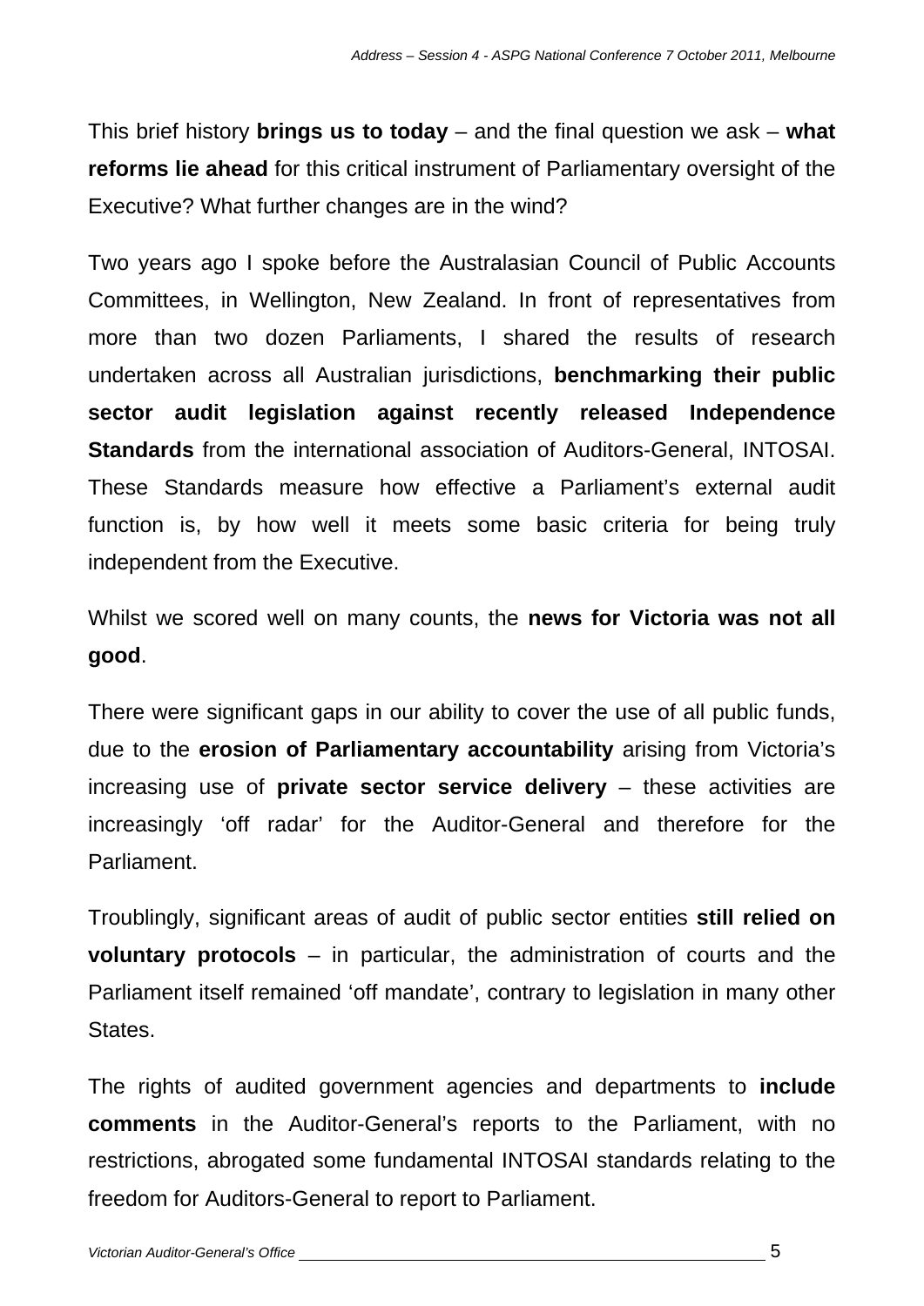This brief history **brings us to today** – and the final question we ask – **what reforms lie ahead** for this critical instrument of Parliamentary oversight of the Executive? What further changes are in the wind?

Two years ago I spoke before the Australasian Council of Public Accounts Committees, in Wellington, New Zealand. In front of representatives from more than two dozen Parliaments, I shared the results of research undertaken across all Australian jurisdictions, **benchmarking their public sector audit legislation against recently released Independence Standards** from the international association of Auditors-General, INTOSAI. These Standards measure how effective a Parliament's external audit function is, by how well it meets some basic criteria for being truly independent from the Executive.

Whilst we scored well on many counts, the **news for Victoria was not all good**.

There were significant gaps in our ability to cover the use of all public funds, due to the **erosion of Parliamentary accountability** arising from Victoria's increasing use of **private sector service delivery** – these activities are increasingly 'off radar' for the Auditor-General and therefore for the Parliament.

Troublingly, significant areas of audit of public sector entities **still relied on voluntary protocols** – in particular, the administration of courts and the Parliament itself remained 'off mandate', contrary to legislation in many other States.

The rights of audited government agencies and departments to **include comments** in the Auditor-General's reports to the Parliament, with no restrictions, abrogated some fundamental INTOSAI standards relating to the freedom for Auditors-General to report to Parliament.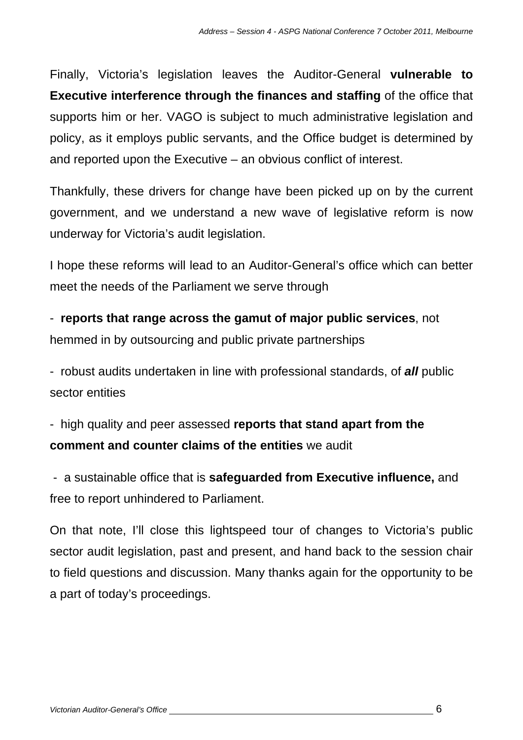Finally, Victoria's legislation leaves the Auditor-General **vulnerable to Executive interference through the finances and staffing** of the office that supports him or her. VAGO is subject to much administrative legislation and policy, as it employs public servants, and the Office budget is determined by and reported upon the Executive – an obvious conflict of interest.

Thankfully, these drivers for change have been picked up on by the current government, and we understand a new wave of legislative reform is now underway for Victoria's audit legislation.

I hope these reforms will lead to an Auditor-General's office which can better meet the needs of the Parliament we serve through

- **reports that range across the gamut of major public services**, not hemmed in by outsourcing and public private partnerships
- robust audits undertaken in line with professional standards, of ***all*** public sector entities
- high quality and peer assessed **reports that stand apart from the comment and counter claims of the entities** we audit
- a sustainable office that is **safeguarded from Executive influence,** and free to report unhindered to Parliament.

On that note, I'll close this lightspeed tour of changes to Victoria's public sector audit legislation, past and present, and hand back to the session chair to field questions and discussion. Many thanks again for the opportunity to be a part of today's proceedings.